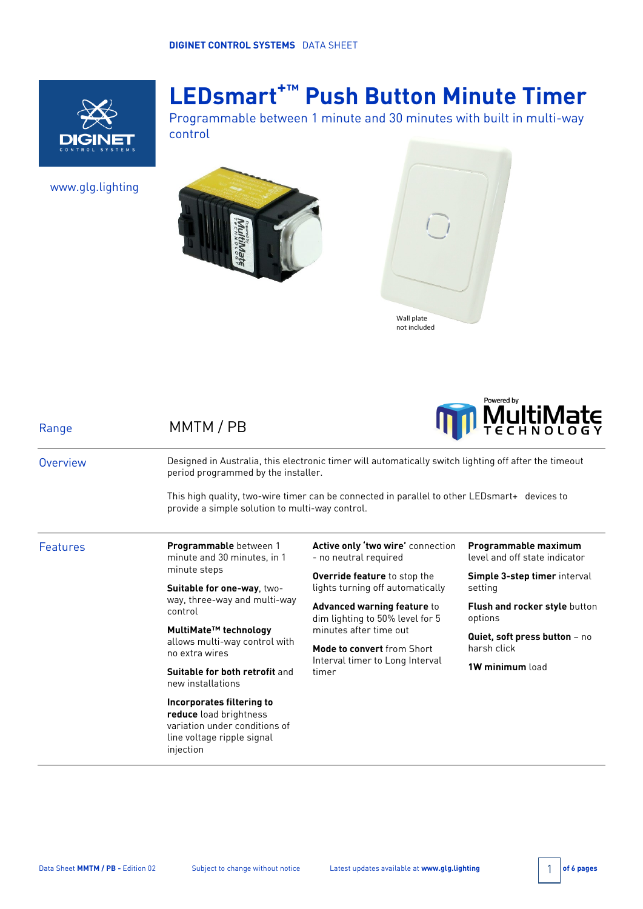DIGINET CONTROL SYSTEMS DATA SHEET

# LEDsmart+™ Push Button Minute Timer

Programmable between 1 minute and 30 minutes with built in multi-way control

www.glg.lighting

Wall plate not included

## Range

MMTM / PB

## Overview

Designed in Australia, this electronic timer will automatically switch lighting off after the timeout period programmed by the installer.

This high quality, two-wire timer can be connected in parallel to other LEDsmart+ devices to provide a simple solution to multi-way control.

## Features

**Programmable** between 1 minute and 30 minutes, in 1 minute steps

**Suitable for one-way**, two-way, three-way and multi-way control

**MultiMate™ technology** allows multi-way control with no extra wires

**Suitable for both retrofit** and new installations

**Incorporates filtering to reduce** load brightness variation under conditions of line voltage ripple signal injection

**Active only 'two wire'** connection - no neutral required

**Override feature** to stop the lights turning off automatically

**Advanced warning feature** to dim lighting to 50% level for 5 minutes after time out

**Mode to convert** from Short Interval timer to Long Interval timer

**Programmable maximum** level and off state indicator

**Simple 3-step timer** interval setting

**Flush and rocker style** button options

**Quiet, soft press button** – no harsh click

**1W minimum** load

Data Sheet **MMTM / PB** - Edition 02 | Subject to change without notice | Latest updates available at **www.glg.lighting**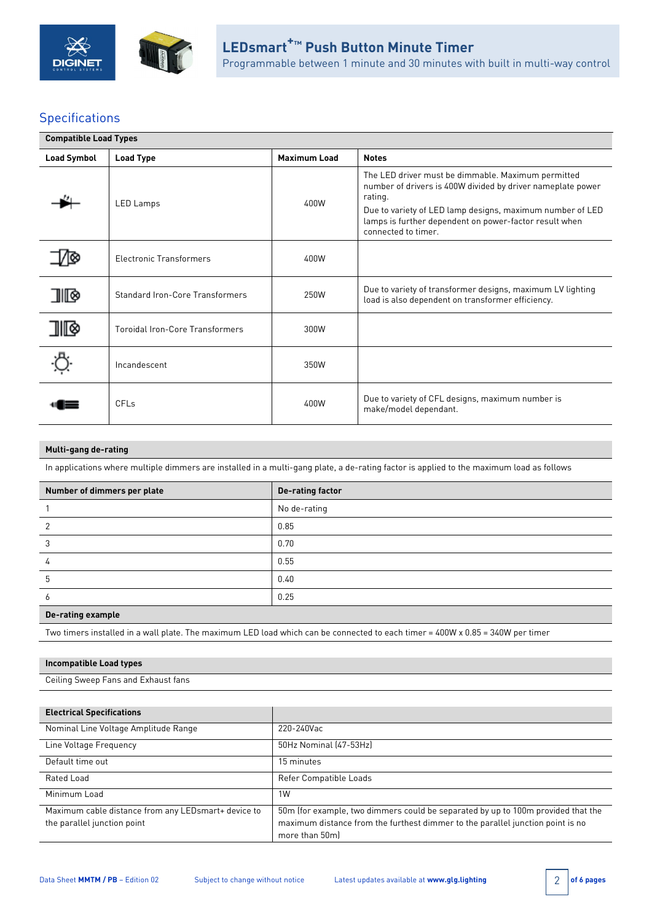# LEDsmart+™ Push Button Minute Timer

Programmable between 1 minute and 30 minutes with built in multi-way control

## Specifications

| Compatible Load Types | | | |
|---|---|---|---|
| **Load Symbol** | **Load Type** | **Maximum Load** | **Notes** |
| | LED Lamps | 400W | The LED driver must be dimmable. Maximum permitted number of drivers is 400W divided by driver nameplate power rating. Due to variety of LED lamp designs, maximum number of LED lamps is further dependent on power-factor result when connected to timer. |
| | Electronic Transformers | 400W | |
| | Standard Iron-Core Transformers | 250W | Due to variety of transformer designs, maximum LV lighting load is also dependent on transformer efficiency. |
| | Toroidal Iron-Core Transformers | 300W | |
| | Incandescent | 350W | |
| | CFLs | 400W | Due to variety of CFL designs, maximum number is make/model dependant. |

**Multi-gang de-rating**

In applications where multiple dimmers are installed in a multi-gang plate, a de-rating factor is applied to the maximum load as follows

| Number of dimmers per plate | De-rating factor |
|---|---|
| 1 | No de-rating |
| 2 | 0.85 |
| 3 | 0.70 |
| 4 | 0.55 |
| 5 | 0.40 |
| 6 | 0.25 |

**De-rating example**

Two timers installed in a wall plate. The maximum LED load which can be connected to each timer = 400W x 0.85 = 340W per timer

**Incompatible Load types**

Ceiling Sweep Fans and Exhaust fans

| Electrical Specifications | |
|---|---|
| Nominal Line Voltage Amplitude Range | 220-240Vac |
| Line Voltage Frequency | 50Hz Nominal (47-53Hz) |
| Default time out | 15 minutes |
| Rated Load | Refer Compatible Loads |
| Minimum Load | 1W |
| Maximum cable distance from any LEDsmart+ device to the parallel junction point | 50m (for example, two dimmers could be separated by up to 100m provided that the maximum distance from the furthest dimmer to the parallel junction point is no more than 50m) |

Data Sheet **MMTM / PB** – Edition 02 Subject to change without notice Latest updates available at **www.glg.lighting**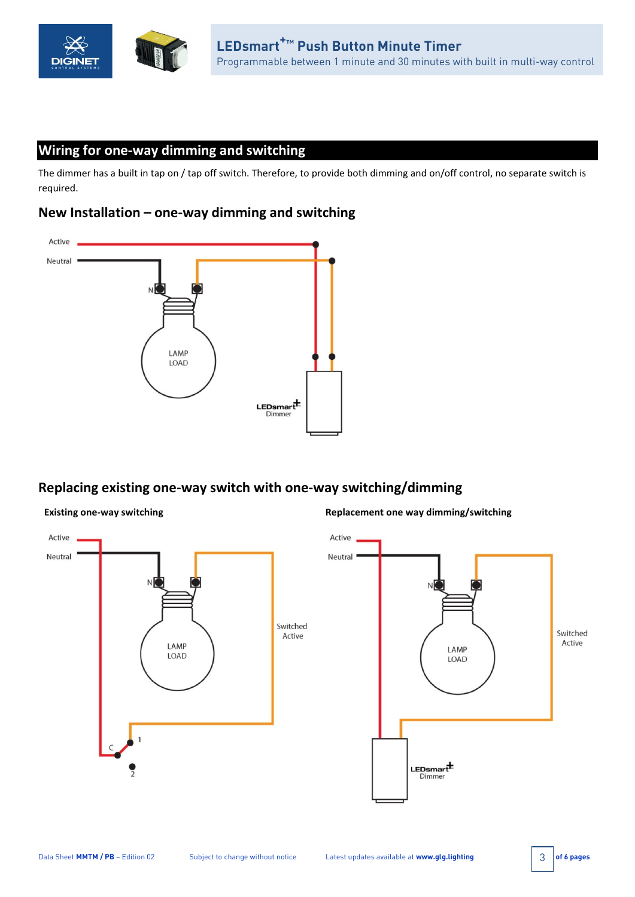## Wiring for one-way dimming and switching

The dimmer has a built in tap on / tap off switch. Therefore, to provide both dimming and on/off control, no separate switch is required.

### New Installation – one-way dimming and switching

Active

Neutral

N

LAMP LOAD

LEDsmart+ Dimmer

### Replacing existing one-way switch with one-way switching/dimming

**Existing one-way switching**

Active

Neutral

N

LAMP LOAD

Switched Active

C

1

2

**Replacement one way dimming/switching**

Active

Neutral

N

LAMP LOAD

Switched Active

LEDsmart+ Dimmer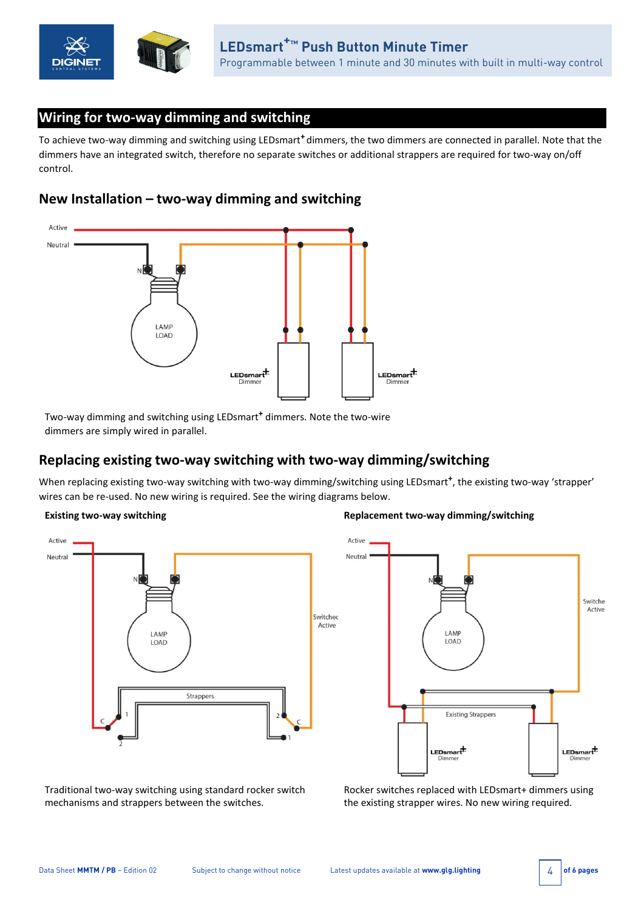## Wiring for two-way dimming and switching

To achieve two-way dimming and switching using LEDsmart+ dimmers, the two dimmers are connected in parallel. Note that the dimmers have an integrated switch, therefore no separate switches or additional strappers are required for two-way on/off control.

### New Installation – two-way dimming and switching

Two-way dimming and switching using LEDsmart+ dimmers. Note the two-wire dimmers are simply wired in parallel.

### Replacing existing two-way switching with two-way dimming/switching

When replacing existing two-way switching with two-way dimming/switching using LEDsmart+, the existing two-way 'strapper' wires can be re-used. No new wiring is required. See the wiring diagrams below.

**Existing two-way switching**

Traditional two-way switching using standard rocker switch mechanisms and strappers between the switches.

**Replacement two-way dimming/switching**

Rocker switches replaced with LEDsmart+ dimmers using the existing strapper wires. No new wiring required.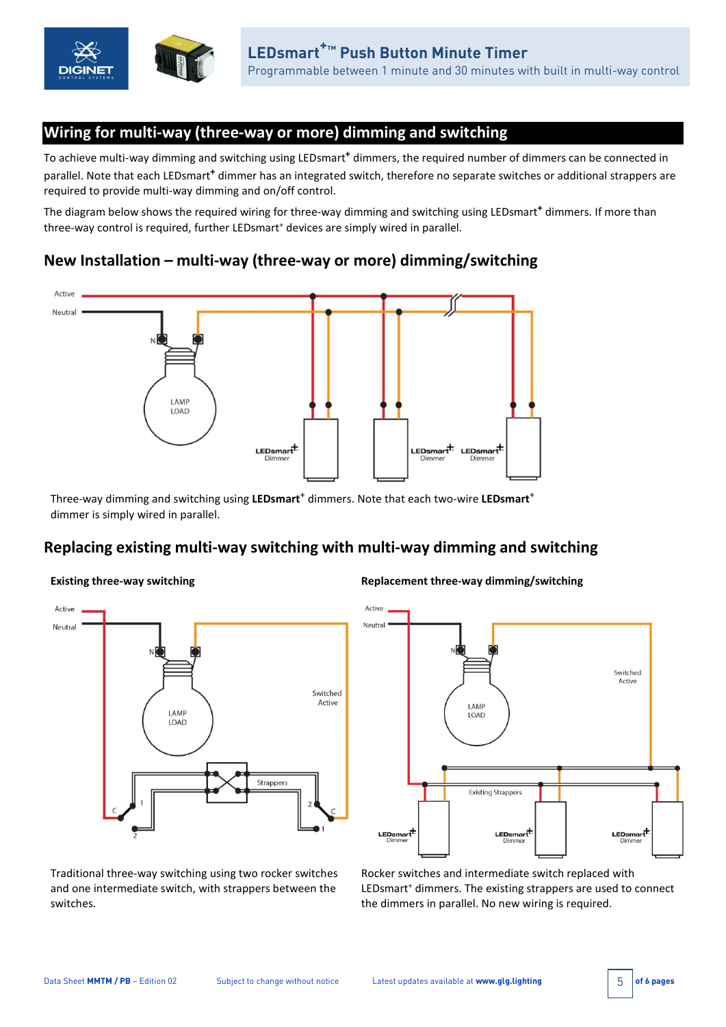## Wiring for multi-way (three-way or more) dimming and switching

To achieve multi-way dimming and switching using LEDsmart+ dimmers, the required number of dimmers can be connected in parallel. Note that each LEDsmart+ dimmer has an integrated switch, therefore no separate switches or additional strappers are required to provide multi-way dimming and on/off control.

The diagram below shows the required wiring for three-way dimming and switching using LEDsmart+ dimmers. If more than three-way control is required, further LEDsmart+ devices are simply wired in parallel.

### New Installation – multi-way (three-way or more) dimming/switching

Three-way dimming and switching using **LEDsmart+** dimmers. Note that each two-wire **LEDsmart+** dimmer is simply wired in parallel.

### Replacing existing multi-way switching with multi-way dimming and switching

**Existing three-way switching**

Traditional three-way switching using two rocker switches and one intermediate switch, with strappers between the switches.

**Replacement three-way dimming/switching**

Rocker switches and intermediate switch replaced with LEDsmart+ dimmers. The existing strappers are used to connect the dimmers in parallel. No new wiring is required.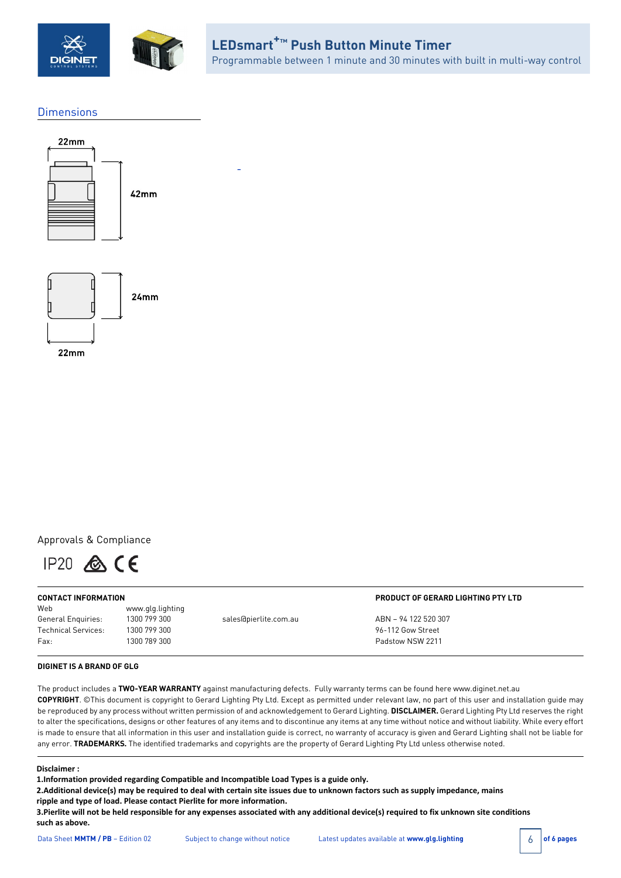## Dimensions

22mm

42mm

24mm

22mm

## Approvals & Compliance

IP20

### CONTACT INFORMATION

| | | |
|---|---|---|
| Web | www.glg.lighting | |
| General Enquiries: | 1300 799 300 | sales@pierlite.com.au |
| Technical Services: | 1300 799 300 | |
| Fax: | 1300 789 300 | |

### PRODUCT OF GERARD LIGHTING PTY LTD

ABN – 94 122 520 307
96-112 Gow Street
Padstow NSW 2211

### DIGINET IS A BRAND OF GLG

The product includes a **TWO-YEAR WARRANTY** against manufacturing defects. Fully warranty terms can be found here www.diginet.net.au
**COPYRIGHT**. ©This document is copyright to Gerard Lighting Pty Ltd. Except as permitted under relevant law, no part of this user and installation guide may be reproduced by any process without written permission of and acknowledgement to Gerard Lighting. **DISCLAIMER.** Gerard Lighting Pty Ltd reserves the right to alter the specifications, designs or other features of any items and to discontinue any items at any time without notice and without liability. While every effort is made to ensure that all information in this user and installation guide is correct, no warranty of accuracy is given and Gerard Lighting shall not be liable for any error. **TRADEMARKS.** The identified trademarks and copyrights are the property of Gerard Lighting Pty Ltd unless otherwise noted.

**Disclaimer :**

**1.Information provided regarding Compatible and Incompatible Load Types is a guide only.**

**2.Additional device(s) may be required to deal with certain site issues due to unknown factors such as supply impedance, mains ripple and type of load. Please contact Pierlite for more information.**

**3.Pierlite will not be held responsible for any expenses associated with any additional device(s) required to fix unknown site conditions such as above.**